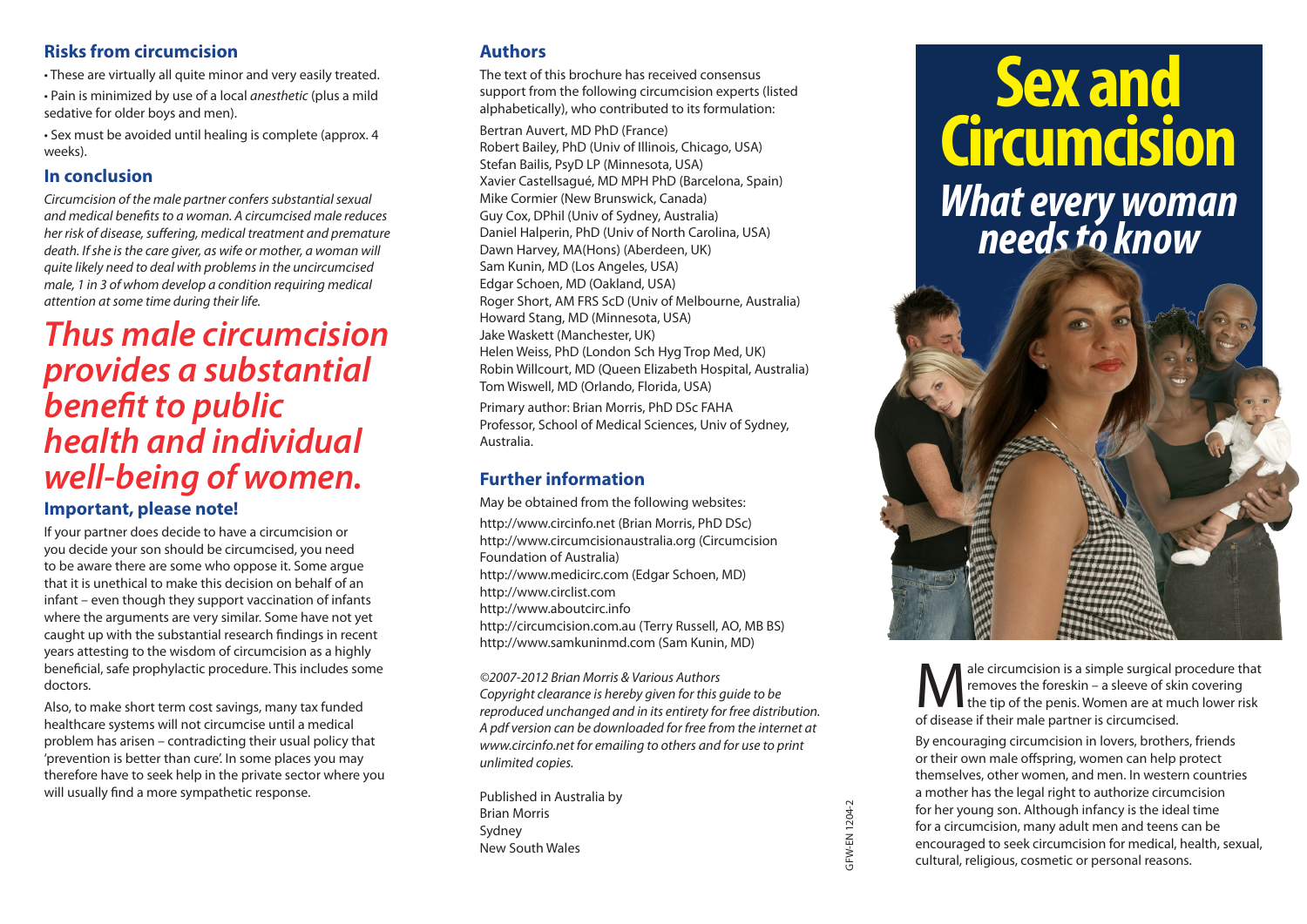## Risks from circumcision

- These are virtually all quite minor and very easily treated.
- Pain is minimized by use of a local *anesthetic* (plus a mild sedative for older boys and men).
- Sex must be avoided until healing is complete (approx. 4 weeks).

## In conclusion

*Circumcision of the male partner confers substantial sexual and medical benefits to a woman. A circumcised male reduces her risk of disease, suffering, medical treatment and premature death. If she is the care giver, as wife or mother, a woman will quite likely need to deal with problems in the uncircumcised male, 1 in 3 of whom develop a condition requiring medical attention at some time during their life.*

# *Thus male circumcision provides a substantial benefit to public health and individual well-being of women.*

## Important, please note!

If your partner does decide to have a circumcision or you decide your son should be circumcised, you need to be aware there are some who oppose it. Some argue that it is unethical to make this decision on behalf of an infant – even though they support vaccination of infants where the arguments are very similar. Some have not yet caught up with the substantial research findings in recent years attesting to the wisdom of circumcision as a highly beneficial, safe prophylactic procedure. This includes some doctors.

Also, to make short term cost savings, many tax funded healthcare systems will not circumcise until a medical problem has arisen – contradicting their usual policy that 'prevention is better than cure'. In some places you may therefore have to seek help in the private sector where you will usually find a more sympathetic response.

## Authors

The text of this brochure has received consensus support from the following circumcision experts (listed alphabetically), who contributed to its formulation:

Bertran Auvert, MD PhD (France)
Robert Bailey, PhD (Univ of Illinois, Chicago, USA)
Stefan Bailis, PsyD LP (Minnesota, USA)
Xavier Castellsagué, MD MPH PhD (Barcelona, Spain)
Mike Cormier (New Brunswick, Canada)
Guy Cox, DPhil (Univ of Sydney, Australia)
Daniel Halperin, PhD (Univ of North Carolina, USA)
Dawn Harvey, MA(Hons) (Aberdeen, UK)
Sam Kunin, MD (Los Angeles, USA)
Edgar Schoen, MD (Oakland, USA)
Roger Short, AM FRS ScD (Univ of Melbourne, Australia)
Howard Stang, MD (Minnesota, USA)
Jake Waskett (Manchester, UK)
Helen Weiss, PhD (London Sch Hyg Trop Med, UK)
Robin Willcourt, MD (Queen Elizabeth Hospital, Australia)
Tom Wiswell, MD (Orlando, Florida, USA)

Primary author: Brian Morris, PhD DSc FAHA
Professor, School of Medical Sciences, Univ of Sydney, Australia.

## Further information

May be obtained from the following websites:

http://www.circinfo.net (Brian Morris, PhD DSc)
http://www.circumcisionaustralia.org (Circumcision Foundation of Australia)
http://www.medicirc.com (Edgar Schoen, MD)
http://www.circlist.com
http://www.aboutcirc.info
http://circumcision.com.au (Terry Russell, AO, MB BS)
http://www.samkuninmd.com (Sam Kunin, MD)

*©2007-2012 Brian Morris & Various Authors*
*Copyright clearance is hereby given for this guide to be reproduced unchanged and in its entirety for free distribution. A pdf version can be downloaded for free from the internet at www.circinfo.net for emailing to others and for use to print unlimited copies.*

Published in Australia by
Brian Morris
Sydney
New South Wales

GFW-EN 1204-2

# Sex and Circumcision

## *What every woman needs to know*

Male circumcision is a simple surgical procedure that removes the foreskin – a sleeve of skin covering the tip of the penis. Women are at much lower risk of disease if their male partner is circumcised.

By encouraging circumcision in lovers, brothers, friends or their own male offspring, women can help protect themselves, other women, and men. In western countries a mother has the legal right to authorize circumcision for her young son. Although infancy is the ideal time for a circumcision, many adult men and teens can be encouraged to seek circumcision for medical, health, sexual, cultural, religious, cosmetic or personal reasons.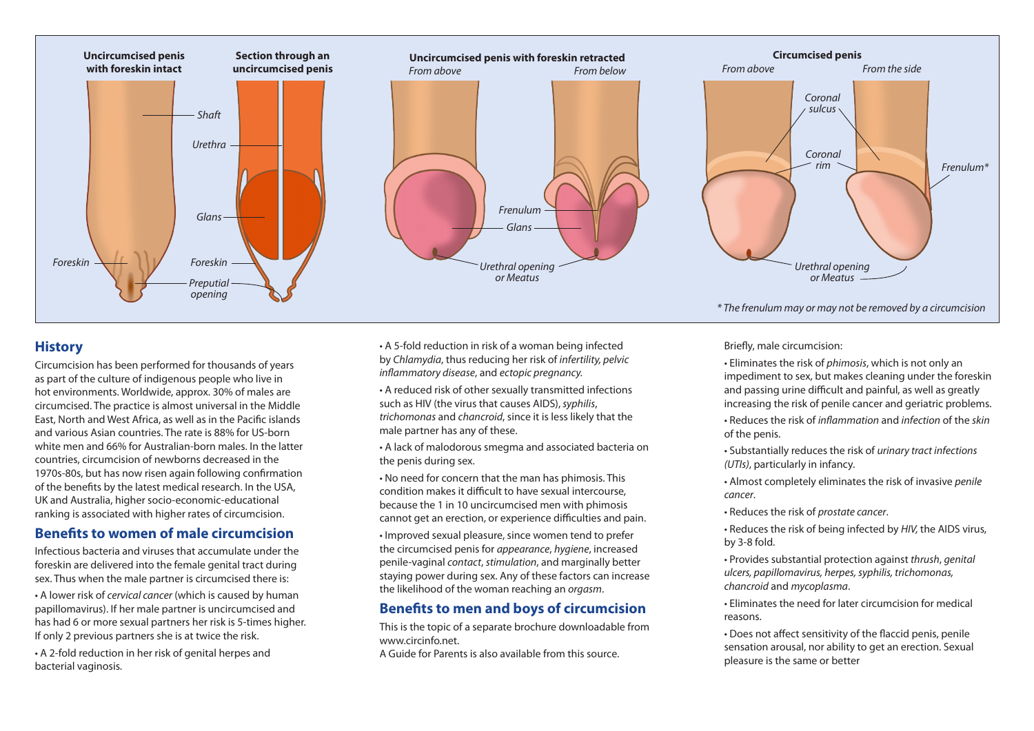**Uncircumcised penis with foreskin intact**

Shaft

Foreskin

Preputial opening

**Section through an uncircumcised penis**

Urethra

Glans

Foreskin

**Uncircumcised penis with foreskin retracted**

*From above*

*From below*

Frenulum

Glans

Urethral opening or Meatus

**Circumcised penis**

*From above*

*From the side*

Coronal sulcus

Coronal rim

Frenulum*

Urethral opening or Meatus

*\* The frenulum may or may not be removed by a circumcision*

## History

Circumcision has been performed for thousands of years as part of the culture of indigenous people who live in hot environments. Worldwide, approx. 30% of males are circumcised. The practice is almost universal in the Middle East, North and West Africa, as well as in the Pacific islands and various Asian countries. The rate is 88% for US-born white men and 66% for Australian-born males. In the latter countries, circumcision of newborns decreased in the 1970s-80s, but has now risen again following confirmation of the benefits by the latest medical research. In the USA, UK and Australia, higher socio-economic-educational ranking is associated with higher rates of circumcision.

## Benefits to women of male circumcision

Infectious bacteria and viruses that accumulate under the foreskin are delivered into the female genital tract during sex. Thus when the male partner is circumcised there is:

- A lower risk of *cervical cancer* (which is caused by human papillomavirus). If her male partner is uncircumcised and has had 6 or more sexual partners her risk is 5-times higher. If only 2 previous partners she is at twice the risk.
- A 2-fold reduction in her risk of genital herpes and bacterial vaginosis.
- A 5-fold reduction in risk of a woman being infected by *Chlamydia*, thus reducing her risk of *infertility, pelvic inflammatory disease*, and *ectopic pregnancy.*
- A reduced risk of other sexually transmitted infections such as HIV (the virus that causes AIDS), *syphilis*, *trichomonas* and *chancroid*, since it is less likely that the male partner has any of these.
- A lack of malodorous smegma and associated bacteria on the penis during sex.
- No need for concern that the man has phimosis. This condition makes it difficult to have sexual intercourse, because the 1 in 10 uncircumcised men with phimosis cannot get an erection, or experience difficulties and pain.
- Improved sexual pleasure, since women tend to prefer the circumcised penis for *appearance*, *hygiene*, increased penile-vaginal *contact*, *stimulation*, and marginally better staying power during sex. Any of these factors can increase the likelihood of the woman reaching an *orgasm*.

## Benefits to men and boys of circumcision

This is the topic of a separate brochure downloadable from www.circinfo.net.
A Guide for Parents is also available from this source.

Briefly, male circumcision:

- Eliminates the risk of *phimosis*, which is not only an impediment to sex, but makes cleaning under the foreskin and passing urine difficult and painful, as well as greatly increasing the risk of penile cancer and geriatric problems.
- Reduces the risk of *inflammation* and *infection* of the *skin* of the penis.
- Substantially reduces the risk of *urinary tract infections (UTIs)*, particularly in infancy.
- Almost completely eliminates the risk of invasive *penile cancer*.
- Reduces the risk of *prostate cancer*.
- Reduces the risk of being infected by *HIV*, the AIDS virus, by 3-8 fold.
- Provides substantial protection against *thrush*, *genital ulcers, papillomavirus, herpes, syphilis, trichomonas, chancroid* and *mycoplasma*.
- Eliminates the need for later circumcision for medical reasons.
- Does not affect sensitivity of the flaccid penis, penile sensation arousal, nor ability to get an erection. Sexual pleasure is the same or better